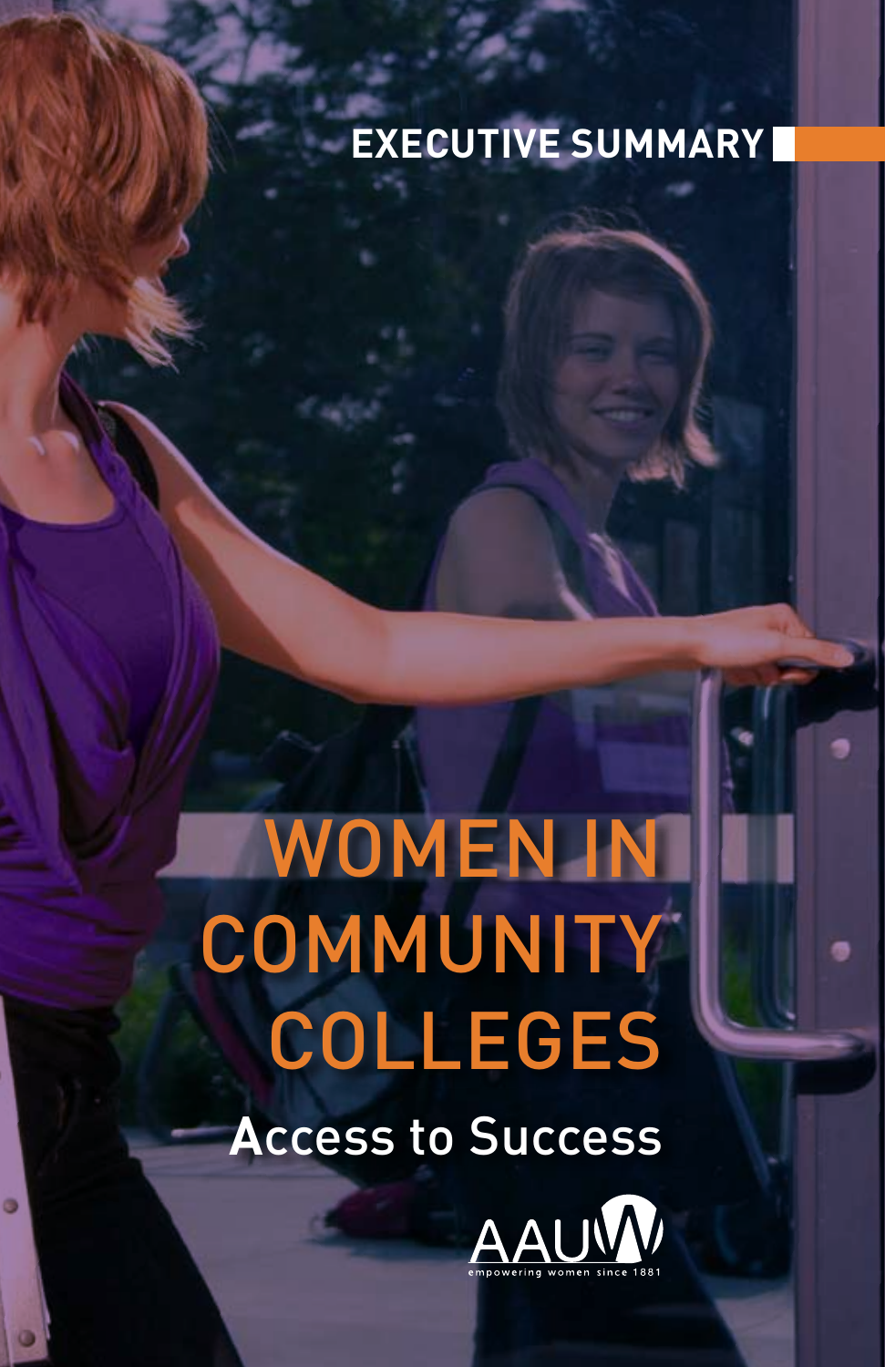EXECUTIVE SUMMARY

# WOMEN IN COMMUNITY COLLEGES

## Access to Success

AAUW

empowering women since 1881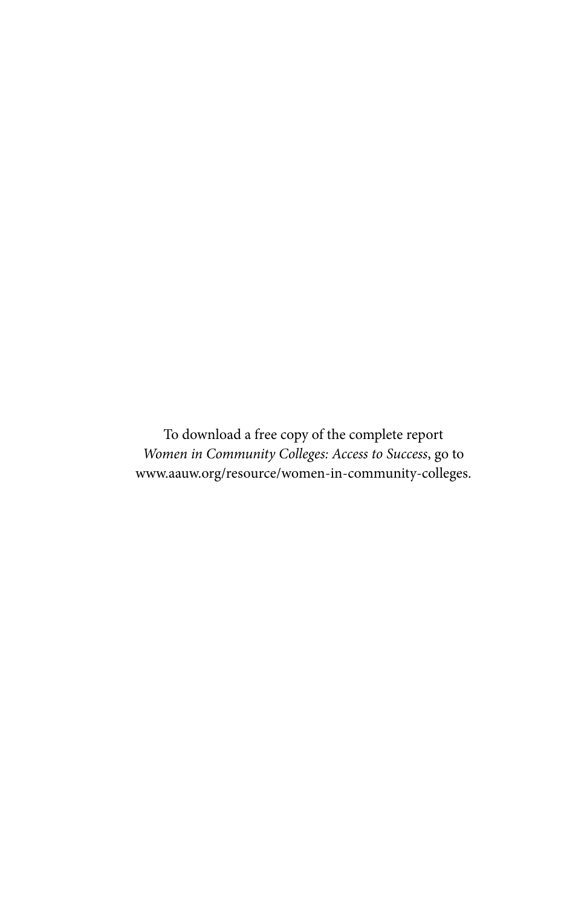To download a free copy of the complete report
*Women in Community Colleges: Access to Success*, go to
www.aauw.org/resource/women-in-community-colleges.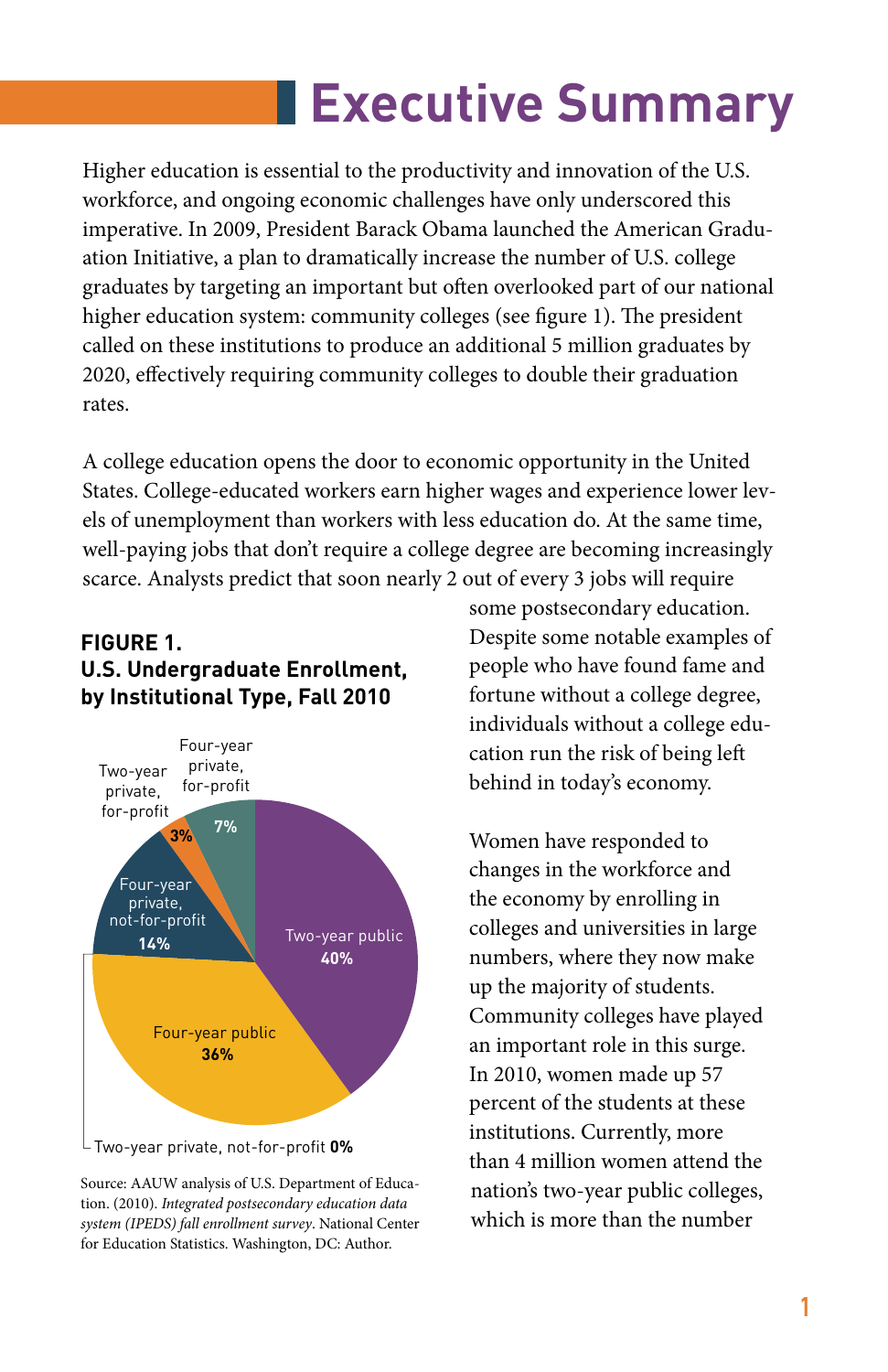# Executive Summary

Higher education is essential to the productivity and innovation of the U.S. workforce, and ongoing economic challenges have only underscored this imperative. In 2009, President Barack Obama launched the American Graduation Initiative, a plan to dramatically increase the number of U.S. college graduates by targeting an important but often overlooked part of our national higher education system: community colleges (see figure 1). The president called on these institutions to produce an additional 5 million graduates by 2020, effectively requiring community colleges to double their graduation rates.

A college education opens the door to economic opportunity in the United States. College-educated workers earn higher wages and experience lower levels of unemployment than workers with less education do. At the same time, well-paying jobs that don't require a college degree are becoming increasingly scarce. Analysts predict that soon nearly 2 out of every 3 jobs will require some postsecondary education. Despite some notable examples of people who have found fame and fortune without a college degree, individuals without a college education run the risk of being left behind in today's economy.

**FIGURE 1.**
**U.S. Undergraduate Enrollment, by Institutional Type, Fall 2010**

| Institutional Type | Percent |
| --- | --- |
| Two-year public | 40% |
| Four-year public | 36% |
| Four-year private, not-for-profit | 14% |
| Four-year private, for-profit | 7% |
| Two-year private, for-profit | 3% |
| Two-year private, not-for-profit | 0% |

Source: AAUW analysis of U.S. Department of Education. (2010). *Integrated postsecondary education data system (IPEDS) fall enrollment survey*. National Center for Education Statistics. Washington, DC: Author.

Women have responded to changes in the workforce and the economy by enrolling in colleges and universities in large numbers, where they now make up the majority of students. Community colleges have played an important role in this surge. In 2010, women made up 57 percent of the students at these institutions. Currently, more than 4 million women attend the nation's two-year public colleges, which is more than the number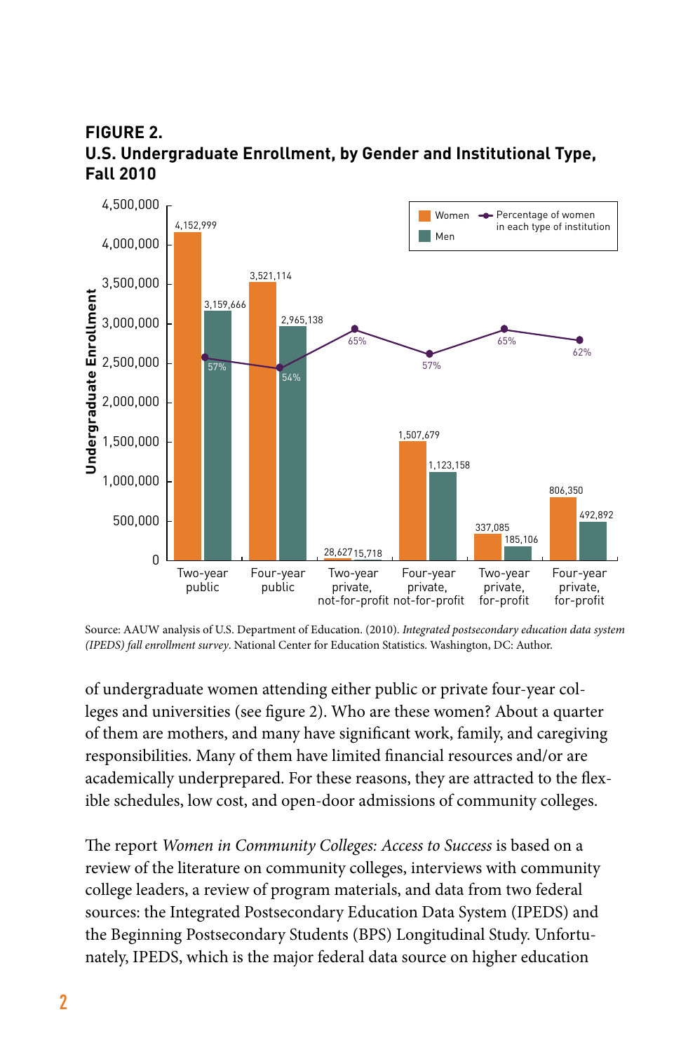**FIGURE 2.**
**U.S. Undergraduate Enrollment, by Gender and Institutional Type, Fall 2010**

| Institution type | Women | Men | Percentage of women in each type of institution |
|---|---|---|---|
| Two-year public | 4,152,999 | 3,159,666 | 57% |
| Four-year public | 3,521,114 | 2,965,138 | 54% |
| Two-year private, not-for-profit | 28,627 | 15,718 | 65% |
| Four-year private, not-for-profit | 1,507,679 | 1,123,158 | 57% |
| Two-year private, for-profit | 337,085 | 185,106 | 65% |
| Four-year private, for-profit | 806,350 | 492,892 | 62% |

Source: AAUW analysis of U.S. Department of Education. (2010). *Integrated postsecondary education data system (IPEDS) fall enrollment survey*. National Center for Education Statistics. Washington, DC: Author.

of undergraduate women attending either public or private four-year colleges and universities (see figure 2). Who are these women? About a quarter of them are mothers, and many have significant work, family, and caregiving responsibilities. Many of them have limited financial resources and/or are academically underprepared. For these reasons, they are attracted to the flexible schedules, low cost, and open-door admissions of community colleges.

The report *Women in Community Colleges: Access to Success* is based on a review of the literature on community colleges, interviews with community college leaders, a review of program materials, and data from two federal sources: the Integrated Postsecondary Education Data System (IPEDS) and the Beginning Postsecondary Students (BPS) Longitudinal Study. Unfortunately, IPEDS, which is the major federal data source on higher education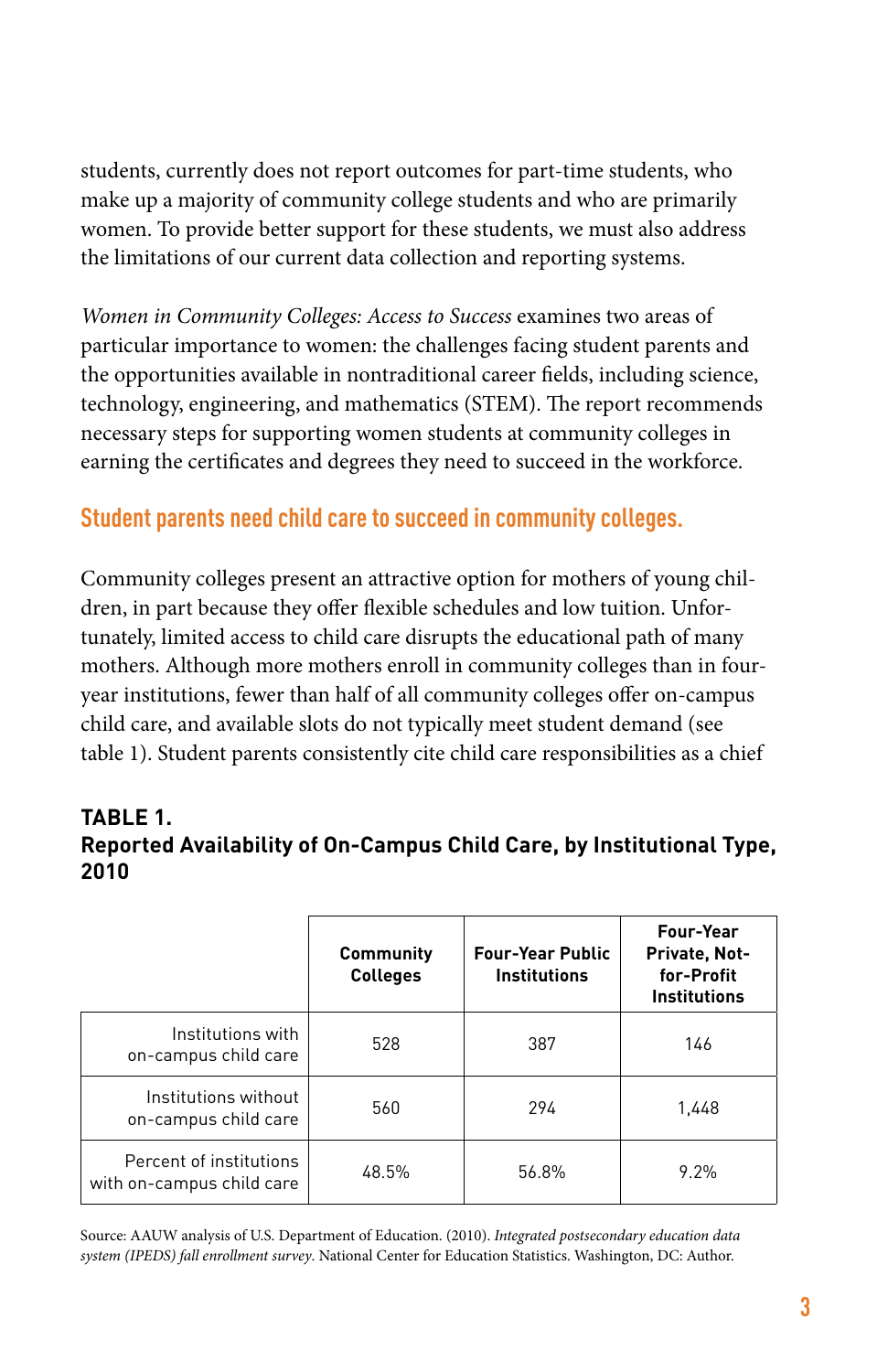students, currently does not report outcomes for part-time students, who make up a majority of community college students and who are primarily women. To provide better support for these students, we must also address the limitations of our current data collection and reporting systems.

*Women in Community Colleges: Access to Success* examines two areas of particular importance to women: the challenges facing student parents and the opportunities available in nontraditional career fields, including science, technology, engineering, and mathematics (STEM). The report recommends necessary steps for supporting women students at community colleges in earning the certificates and degrees they need to succeed in the workforce.

## Student parents need child care to succeed in community colleges.

Community colleges present an attractive option for mothers of young children, in part because they offer flexible schedules and low tuition. Unfortunately, limited access to child care disrupts the educational path of many mothers. Although more mothers enroll in community colleges than in four-year institutions, fewer than half of all community colleges offer on-campus child care, and available slots do not typically meet student demand (see table 1). Student parents consistently cite child care responsibilities as a chief

**TABLE 1.**
**Reported Availability of On-Campus Child Care, by Institutional Type, 2010**

| | Community Colleges | Four-Year Public Institutions | Four-Year Private, Not-for-Profit Institutions |
|---|---|---|---|
| Institutions with on-campus child care | 528 | 387 | 146 |
| Institutions without on-campus child care | 560 | 294 | 1,448 |
| Percent of institutions with on-campus child care | 48.5% | 56.8% | 9.2% |

Source: AAUW analysis of U.S. Department of Education. (2010). *Integrated postsecondary education data system (IPEDS) fall enrollment survey*. National Center for Education Statistics. Washington, DC: Author.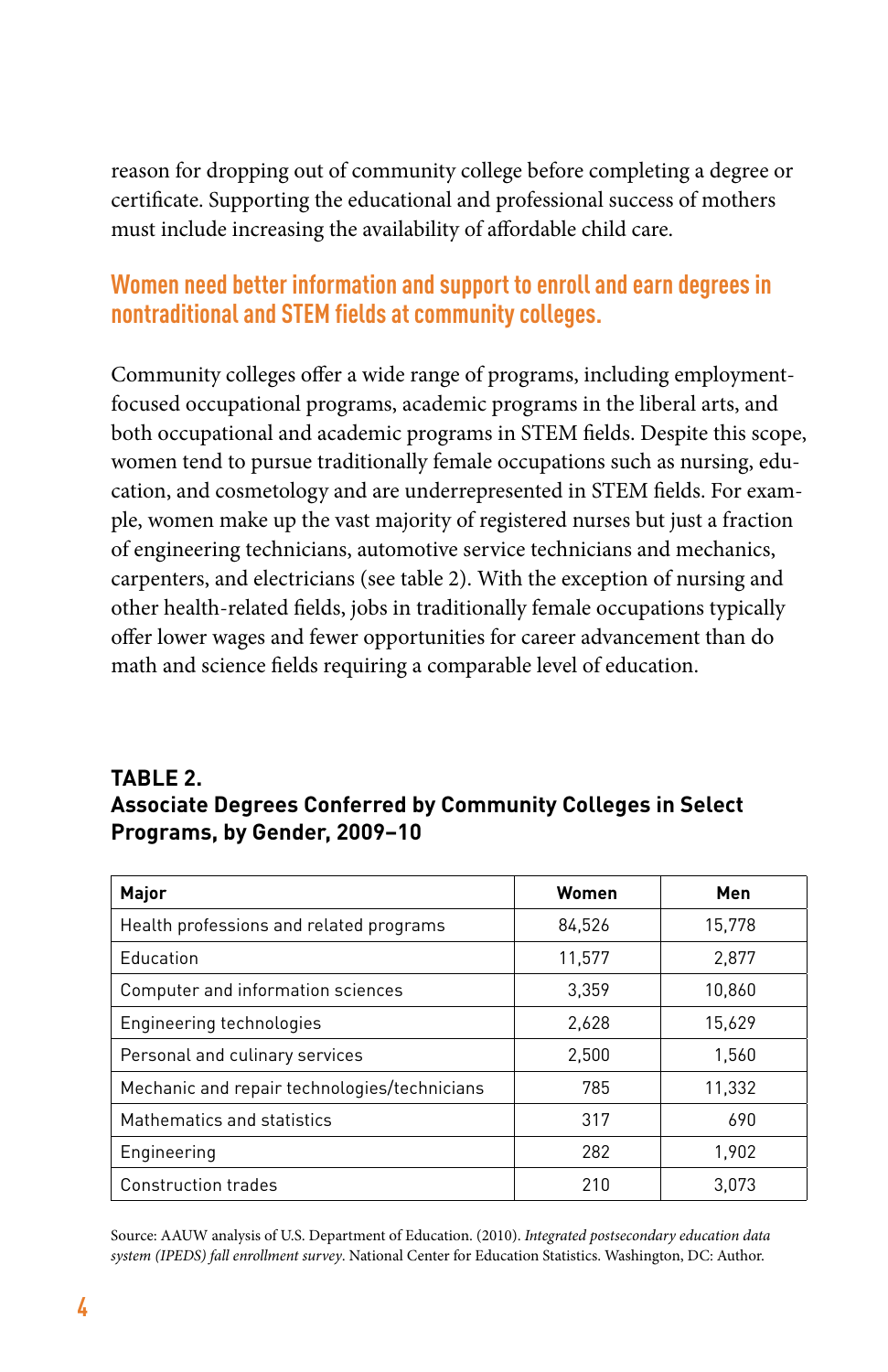reason for dropping out of community college before completing a degree or certificate. Supporting the educational and professional success of mothers must include increasing the availability of affordable child care.

## Women need better information and support to enroll and earn degrees in nontraditional and STEM fields at community colleges.

Community colleges offer a wide range of programs, including employment-focused occupational programs, academic programs in the liberal arts, and both occupational and academic programs in STEM fields. Despite this scope, women tend to pursue traditionally female occupations such as nursing, education, and cosmetology and are underrepresented in STEM fields. For example, women make up the vast majority of registered nurses but just a fraction of engineering technicians, automotive service technicians and mechanics, carpenters, and electricians (see table 2). With the exception of nursing and other health-related fields, jobs in traditionally female occupations typically offer lower wages and fewer opportunities for career advancement than do math and science fields requiring a comparable level of education.

**TABLE 2.**
**Associate Degrees Conferred by Community Colleges in Select Programs, by Gender, 2009–10**

| Major | Women | Men |
|---|---|---|
| Health professions and related programs | 84,526 | 15,778 |
| Education | 11,577 | 2,877 |
| Computer and information sciences | 3,359 | 10,860 |
| Engineering technologies | 2,628 | 15,629 |
| Personal and culinary services | 2,500 | 1,560 |
| Mechanic and repair technologies/technicians | 785 | 11,332 |
| Mathematics and statistics | 317 | 690 |
| Engineering | 282 | 1,902 |
| Construction trades | 210 | 3,073 |

Source: AAUW analysis of U.S. Department of Education. (2010). *Integrated postsecondary education data system (IPEDS) fall enrollment survey*. National Center for Education Statistics. Washington, DC: Author.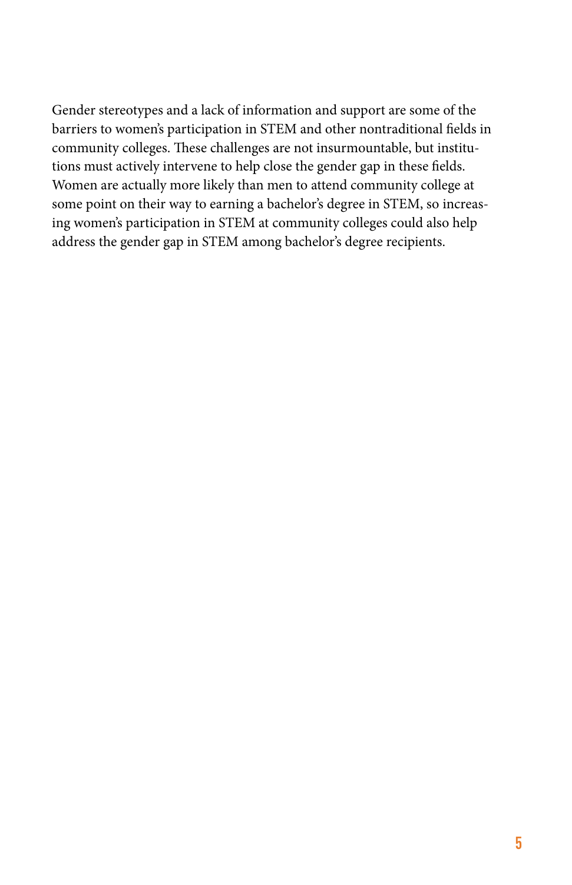Gender stereotypes and a lack of information and support are some of the barriers to women's participation in STEM and other nontraditional fields in community colleges. These challenges are not insurmountable, but institutions must actively intervene to help close the gender gap in these fields. Women are actually more likely than men to attend community college at some point on their way to earning a bachelor's degree in STEM, so increasing women's participation in STEM at community colleges could also help address the gender gap in STEM among bachelor's degree recipients.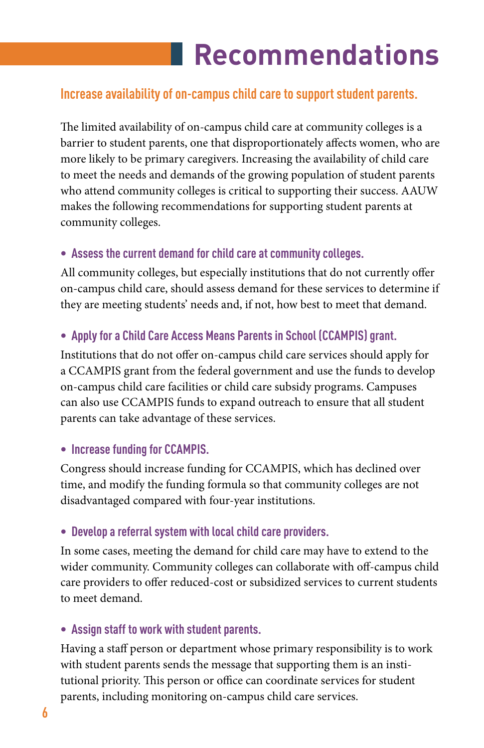# Recommendations

## Increase availability of on-campus child care to support student parents.

The limited availability of on-campus child care at community colleges is a barrier to student parents, one that disproportionately affects women, who are more likely to be primary caregivers. Increasing the availability of child care to meet the needs and demands of the growing population of student parents who attend community colleges is critical to supporting their success. AAUW makes the following recommendations for supporting student parents at community colleges.

- **Assess the current demand for child care at community colleges.**

All community colleges, but especially institutions that do not currently offer on-campus child care, should assess demand for these services to determine if they are meeting students' needs and, if not, how best to meet that demand.

- **Apply for a Child Care Access Means Parents in School (CCAMPIS) grant.**

Institutions that do not offer on-campus child care services should apply for a CCAMPIS grant from the federal government and use the funds to develop on-campus child care facilities or child care subsidy programs. Campuses can also use CCAMPIS funds to expand outreach to ensure that all student parents can take advantage of these services.

- **Increase funding for CCAMPIS.**

Congress should increase funding for CCAMPIS, which has declined over time, and modify the funding formula so that community colleges are not disadvantaged compared with four-year institutions.

- **Develop a referral system with local child care providers.**

In some cases, meeting the demand for child care may have to extend to the wider community. Community colleges can collaborate with off-campus child care providers to offer reduced-cost or subsidized services to current students to meet demand.

- **Assign staff to work with student parents.**

Having a staff person or department whose primary responsibility is to work with student parents sends the message that supporting them is an institutional priority. This person or office can coordinate services for student parents, including monitoring on-campus child care services.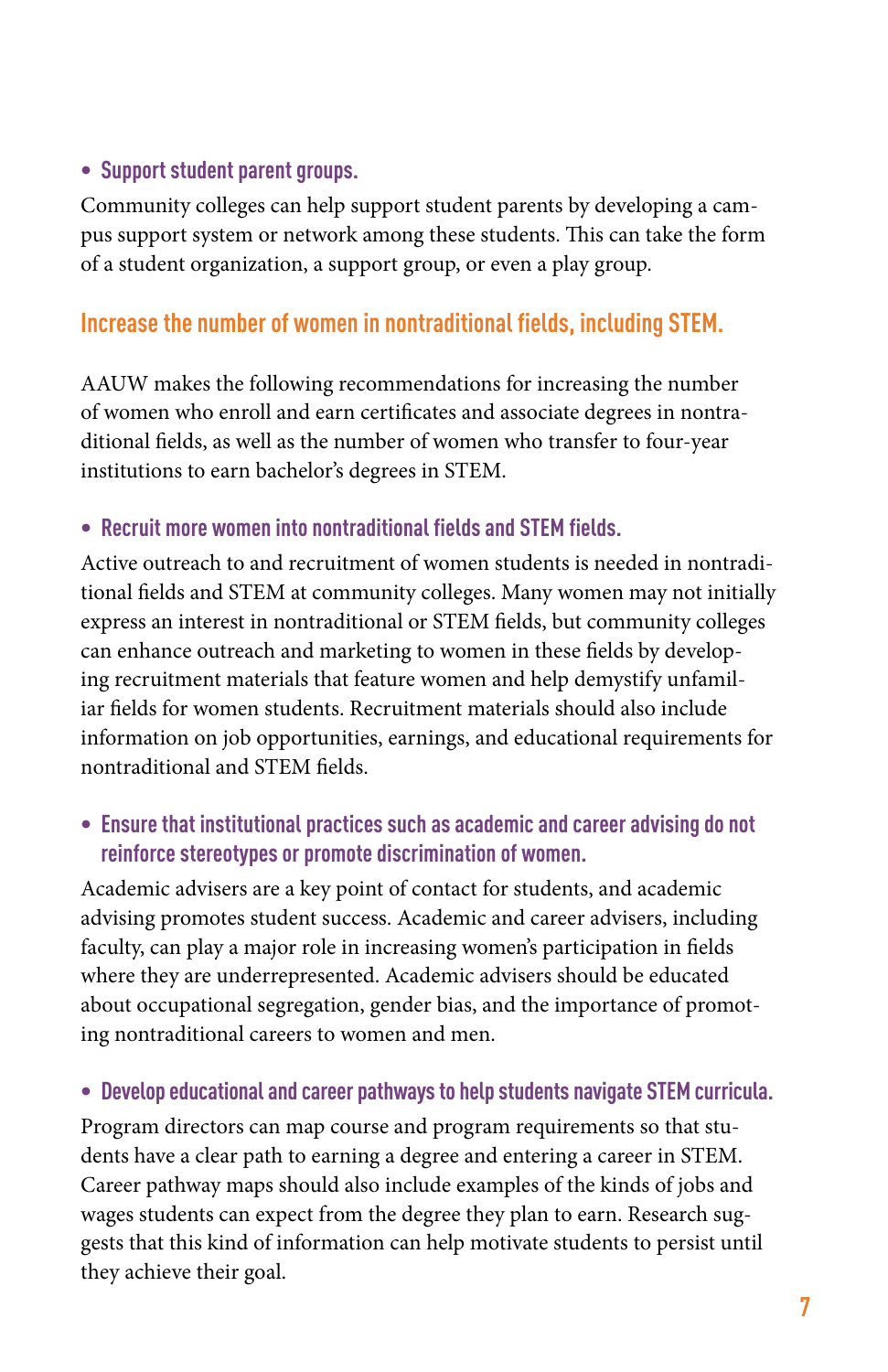- **Support student parent groups.**

Community colleges can help support student parents by developing a campus support system or network among these students. This can take the form of a student organization, a support group, or even a play group.

## Increase the number of women in nontraditional fields, including STEM.

AAUW makes the following recommendations for increasing the number of women who enroll and earn certificates and associate degrees in nontraditional fields, as well as the number of women who transfer to four-year institutions to earn bachelor's degrees in STEM.

- **Recruit more women into nontraditional fields and STEM fields.**

Active outreach to and recruitment of women students is needed in nontraditional fields and STEM at community colleges. Many women may not initially express an interest in nontraditional or STEM fields, but community colleges can enhance outreach and marketing to women in these fields by developing recruitment materials that feature women and help demystify unfamiliar fields for women students. Recruitment materials should also include information on job opportunities, earnings, and educational requirements for nontraditional and STEM fields.

- **Ensure that institutional practices such as academic and career advising do not reinforce stereotypes or promote discrimination of women.**

Academic advisers are a key point of contact for students, and academic advising promotes student success. Academic and career advisers, including faculty, can play a major role in increasing women's participation in fields where they are underrepresented. Academic advisers should be educated about occupational segregation, gender bias, and the importance of promoting nontraditional careers to women and men.

- **Develop educational and career pathways to help students navigate STEM curricula.**

Program directors can map course and program requirements so that students have a clear path to earning a degree and entering a career in STEM. Career pathway maps should also include examples of the kinds of jobs and wages students can expect from the degree they plan to earn. Research suggests that this kind of information can help motivate students to persist until they achieve their goal.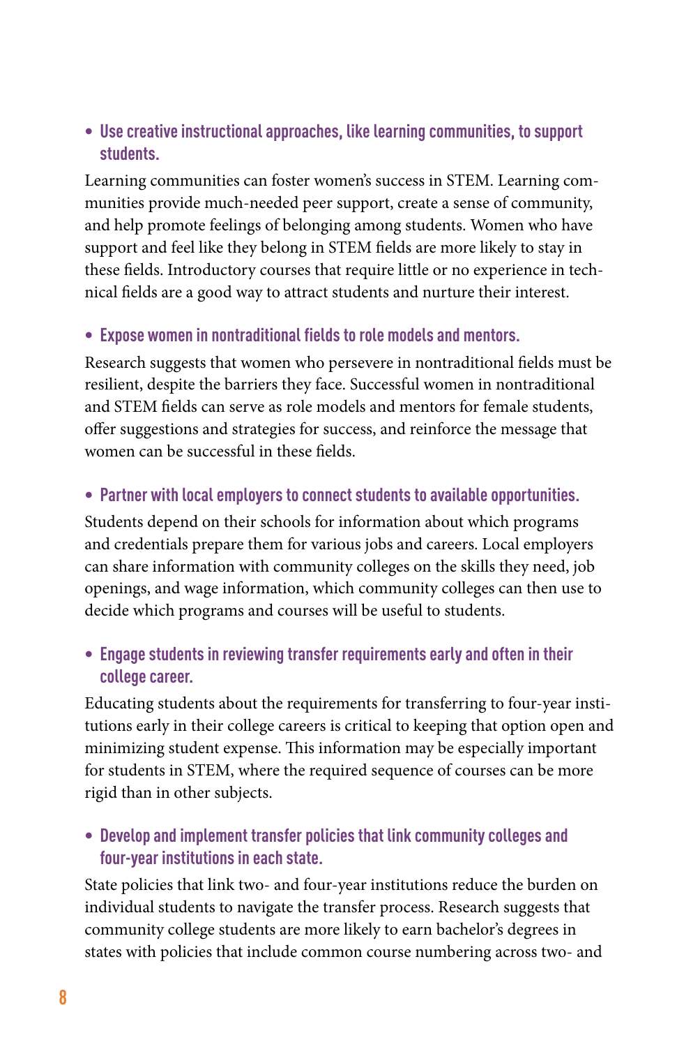- **Use creative instructional approaches, like learning communities, to support students.**

Learning communities can foster women's success in STEM. Learning communities provide much-needed peer support, create a sense of community, and help promote feelings of belonging among students. Women who have support and feel like they belong in STEM fields are more likely to stay in these fields. Introductory courses that require little or no experience in technical fields are a good way to attract students and nurture their interest.

- **Expose women in nontraditional fields to role models and mentors.**

Research suggests that women who persevere in nontraditional fields must be resilient, despite the barriers they face. Successful women in nontraditional and STEM fields can serve as role models and mentors for female students, offer suggestions and strategies for success, and reinforce the message that women can be successful in these fields.

- **Partner with local employers to connect students to available opportunities.**

Students depend on their schools for information about which programs and credentials prepare them for various jobs and careers. Local employers can share information with community colleges on the skills they need, job openings, and wage information, which community colleges can then use to decide which programs and courses will be useful to students.

- **Engage students in reviewing transfer requirements early and often in their college career.**

Educating students about the requirements for transferring to four-year institutions early in their college careers is critical to keeping that option open and minimizing student expense. This information may be especially important for students in STEM, where the required sequence of courses can be more rigid than in other subjects.

- **Develop and implement transfer policies that link community colleges and four-year institutions in each state.**

State policies that link two- and four-year institutions reduce the burden on individual students to navigate the transfer process. Research suggests that community college students are more likely to earn bachelor's degrees in states with policies that include common course numbering across two- and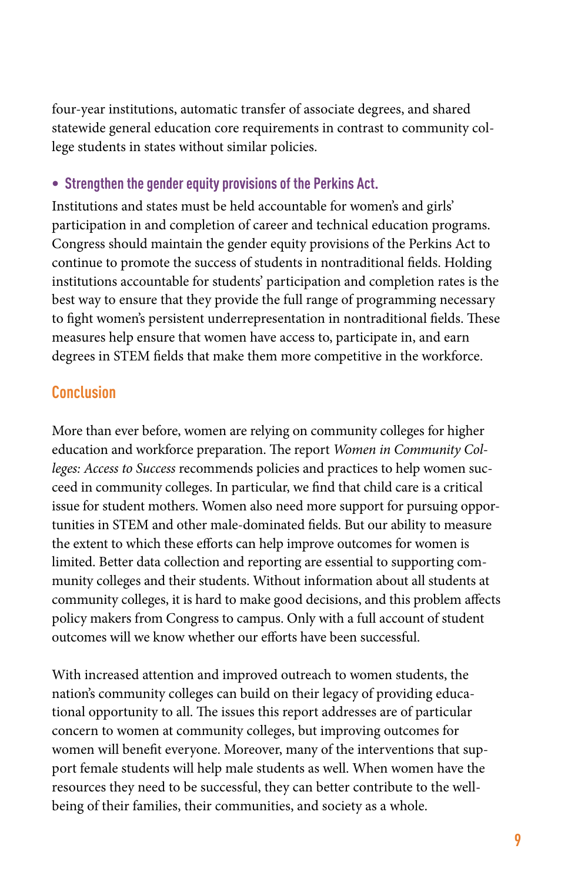four-year institutions, automatic transfer of associate degrees, and shared statewide general education core requirements in contrast to community college students in states without similar policies.

- **Strengthen the gender equity provisions of the Perkins Act.**

Institutions and states must be held accountable for women's and girls' participation in and completion of career and technical education programs. Congress should maintain the gender equity provisions of the Perkins Act to continue to promote the success of students in nontraditional fields. Holding institutions accountable for students' participation and completion rates is the best way to ensure that they provide the full range of programming necessary to fight women's persistent underrepresentation in nontraditional fields. These measures help ensure that women have access to, participate in, and earn degrees in STEM fields that make them more competitive in the workforce.

## Conclusion

More than ever before, women are relying on community colleges for higher education and workforce preparation. The report *Women in Community Colleges: Access to Success* recommends policies and practices to help women succeed in community colleges. In particular, we find that child care is a critical issue for student mothers. Women also need more support for pursuing opportunities in STEM and other male-dominated fields. But our ability to measure the extent to which these efforts can help improve outcomes for women is limited. Better data collection and reporting are essential to supporting community colleges and their students. Without information about all students at community colleges, it is hard to make good decisions, and this problem affects policy makers from Congress to campus. Only with a full account of student outcomes will we know whether our efforts have been successful.

With increased attention and improved outreach to women students, the nation's community colleges can build on their legacy of providing educational opportunity to all. The issues this report addresses are of particular concern to women at community colleges, but improving outcomes for women will benefit everyone. Moreover, many of the interventions that support female students will help male students as well. When women have the resources they need to be successful, they can better contribute to the well-being of their families, their communities, and society as a whole.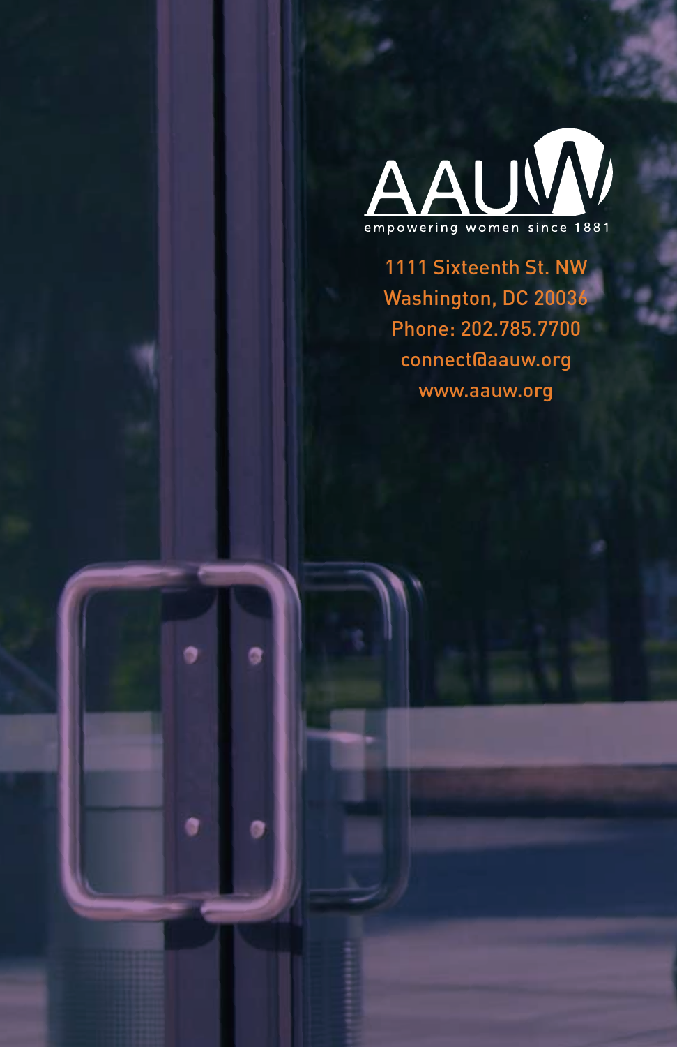AAUW

empowering women since 1881

1111 Sixteenth St. NW
Washington, DC 20036
Phone: 202.785.7700
connect@aauw.org
www.aauw.org